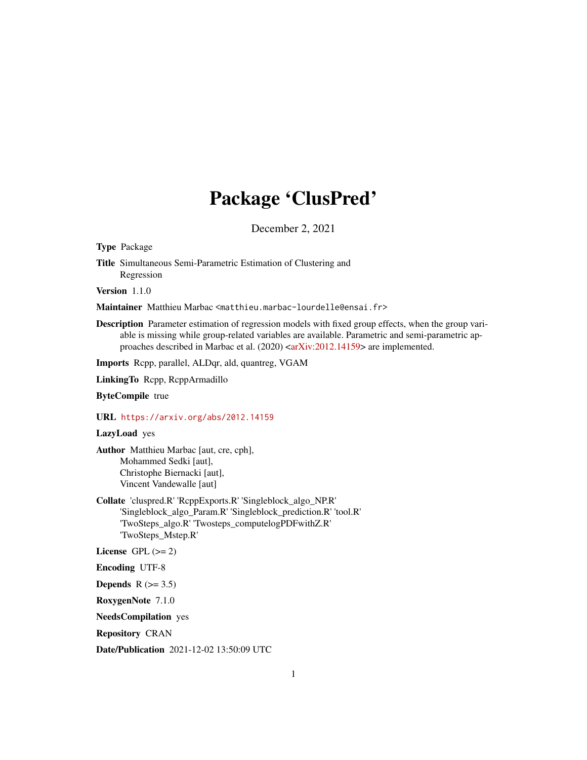# Package 'ClusPred'

December 2, 2021

**Type** Package

**Title** Simultaneous Semi-Parametric Estimation of Clustering and Regression

**Version** 1.1.0

**Maintainer** Matthieu Marbac <matthieu.marbac-lourdelle@ensai.fr>

**Description** Parameter estimation of regression models with fixed group effects, when the group variable is missing while group-related variables are available. Parametric and semi-parametric approaches described in Marbac et al. (2020) <arXiv:2012.14159> are implemented.

**Imports** Rcpp, parallel, ALDqr, ald, quantreg, VGAM

**LinkingTo** Rcpp, RcppArmadillo

**ByteCompile** true

**URL** https://arxiv.org/abs/2012.14159

**LazyLoad** yes

**Author** Matthieu Marbac [aut, cre, cph],
Mohammed Sedki [aut],
Christophe Biernacki [aut],
Vincent Vandewalle [aut]

**Collate** 'cluspred.R' 'RcppExports.R' 'Singleblock_algo_NP.R' 'Singleblock_algo_Param.R' 'Singleblock_prediction.R' 'tool.R' 'TwoSteps_algo.R' 'Twosteps_computelogPDFwithZ.R' 'TwoSteps_Mstep.R'

**License** GPL (>= 2)

**Encoding** UTF-8

**Depends** R (>= 3.5)

**RoxygenNote** 7.1.0

**NeedsCompilation** yes

**Repository** CRAN

**Date/Publication** 2021-12-02 13:50:09 UTC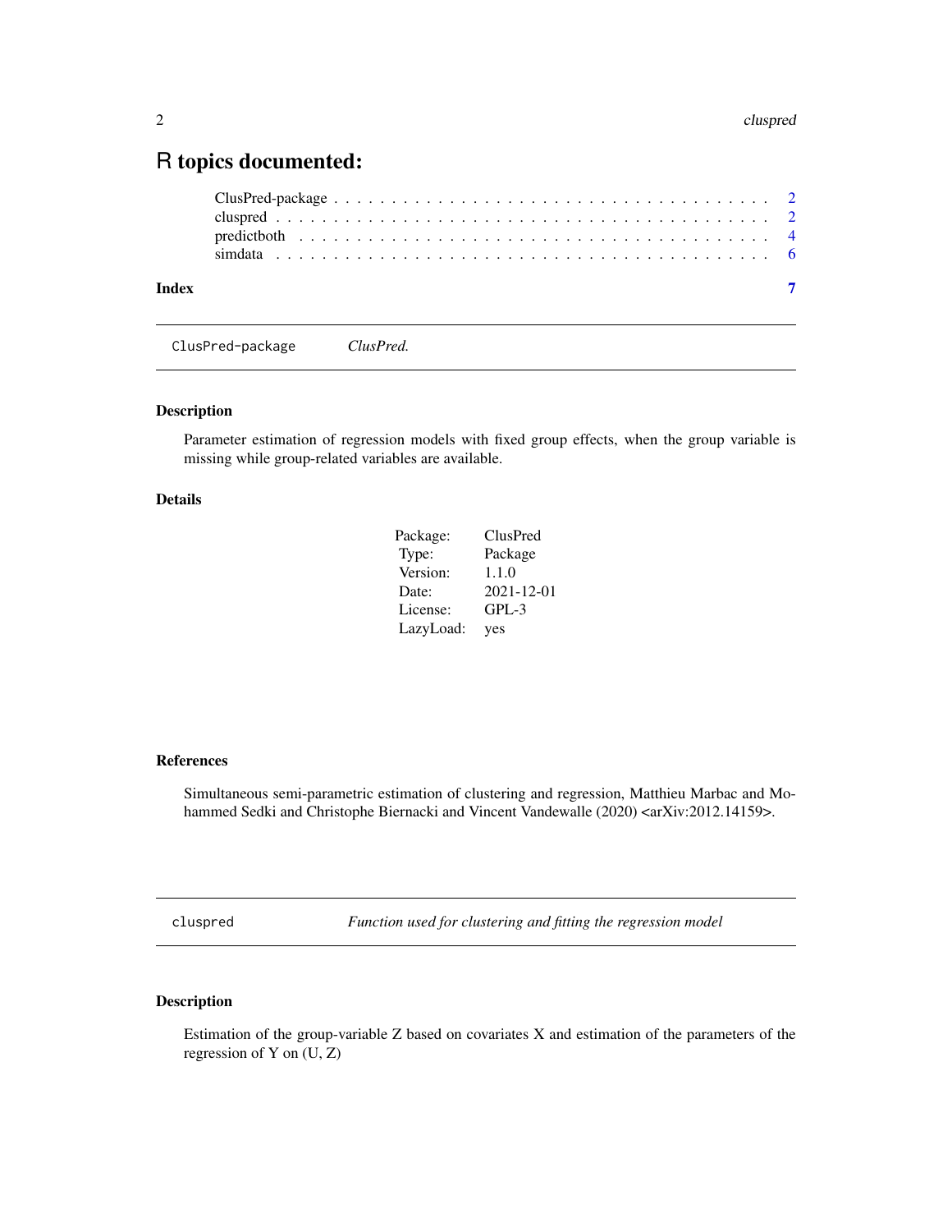# R topics documented:

| | |
|---|---|
| ClusPred-package | 2 |
| cluspred | 2 |
| predictboth | 4 |
| simdata | 6 |
| **Index** | **7** |

---

`ClusPred-package` *ClusPred.*

---

### Description

Parameter estimation of regression models with fixed group effects, when the group variable is missing while group-related variables are available.

### Details

| | |
|---|---|
| Package: | ClusPred |
| Type: | Package |
| Version: | 1.1.0 |
| Date: | 2021-12-01 |
| License: | GPL-3 |
| LazyLoad: | yes |

### References

Simultaneous semi-parametric estimation of clustering and regression, Matthieu Marbac and Mohammed Sedki and Christophe Biernacki and Vincent Vandewalle (2020) <arXiv:2012.14159>.

---

`cluspred` *Function used for clustering and fitting the regression model*

---

### Description

Estimation of the group-variable Z based on covariates X and estimation of the parameters of the regression of Y on (U, Z)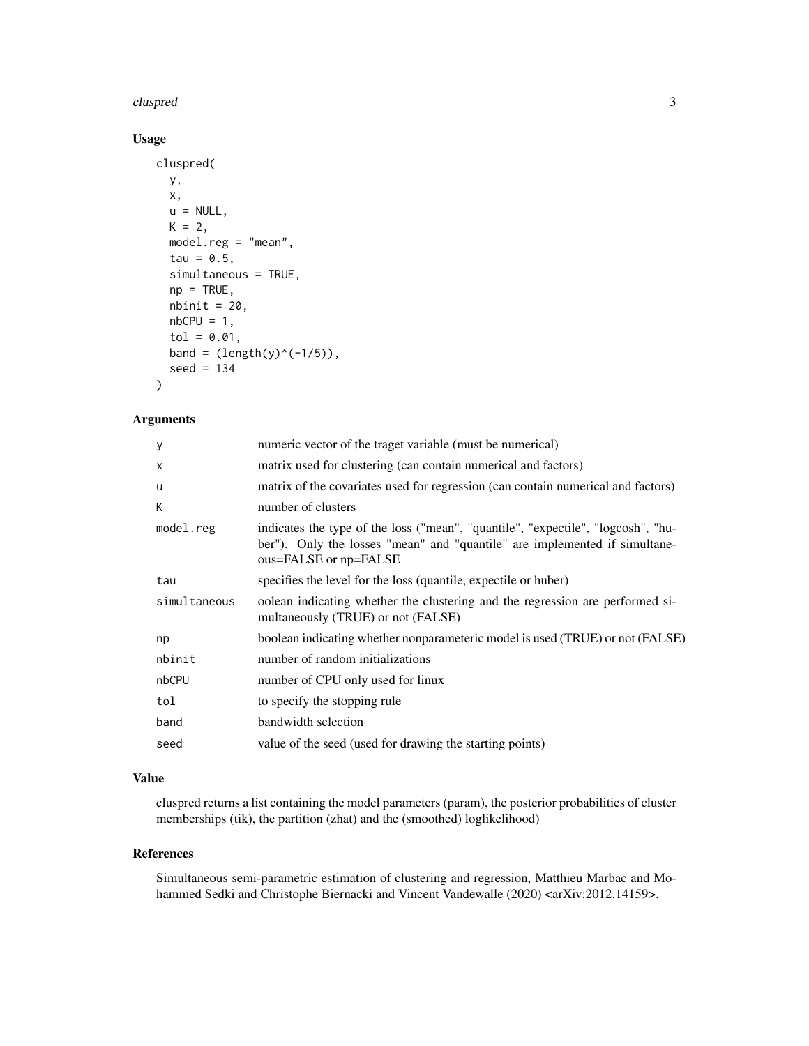## Usage

```
cluspred(
  y,
  x,
  u = NULL,
  K = 2,
  model.reg = "mean",
  tau = 0.5,
  simultaneous = TRUE,
  np = TRUE,
  nbinit = 20,
  nbCPU = 1,
  tol = 0.01,
  band = (length(y)^(-1/5)),
  seed = 134
)
```

## Arguments

| | |
|---|---|
| `y` | numeric vector of the traget variable (must be numerical) |
| `x` | matrix used for clustering (can contain numerical and factors) |
| `u` | matrix of the covariates used for regression (can contain numerical and factors) |
| `K` | number of clusters |
| `model.reg` | indicates the type of the loss ("mean", "quantile", "expectile", "logcosh", "huber"). Only the losses "mean" and "quantile" are implemented if simultaneous=FALSE or np=FALSE |
| `tau` | specifies the level for the loss (quantile, expectile or huber) |
| `simultaneous` | oolean indicating whether the clustering and the regression are performed simultaneously (TRUE) or not (FALSE) |
| `np` | boolean indicating whether nonparameteric model is used (TRUE) or not (FALSE) |
| `nbinit` | number of random initializations |
| `nbCPU` | number of CPU only used for linux |
| `tol` | to specify the stopping rule |
| `band` | bandwidth selection |
| `seed` | value of the seed (used for drawing the starting points) |

## Value

cluspred returns a list containing the model parameters (param), the posterior probabilities of cluster memberships (tik), the partition (zhat) and the (smoothed) loglikelihood)

## References

Simultaneous semi-parametric estimation of clustering and regression, Matthieu Marbac and Mohammed Sedki and Christophe Biernacki and Vincent Vandewalle (2020) <arXiv:2012.14159>.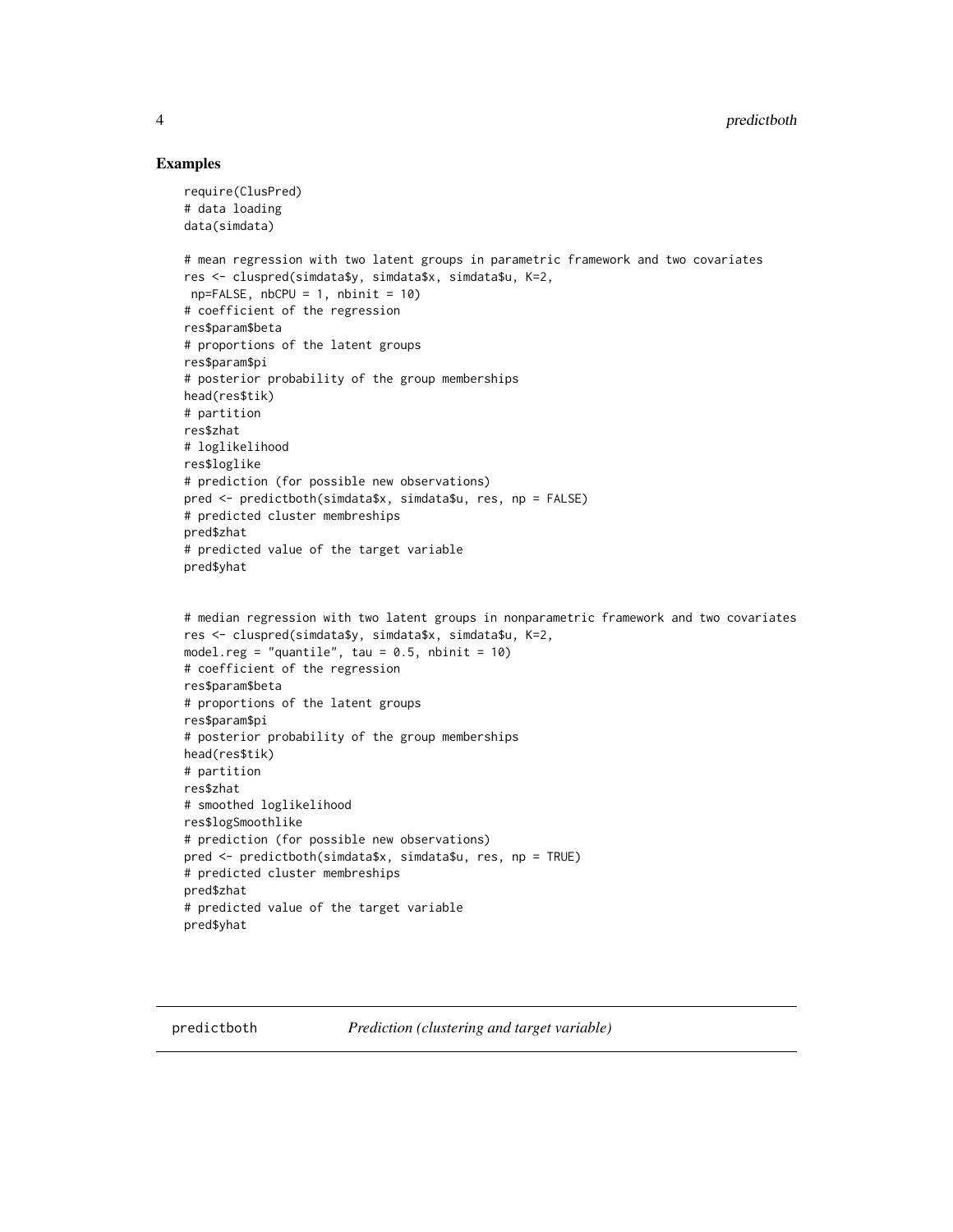## Examples

```
require(ClusPred)
# data loading
data(simdata)

# mean regression with two latent groups in parametric framework and two covariates
res <- cluspred(simdata$y, simdata$x, simdata$u, K=2,
 np=FALSE, nbCPU = 1, nbinit = 10)
# coefficient of the regression
res$param$beta
# proportions of the latent groups
res$param$pi
# posterior probability of the group memberships
head(res$tik)
# partition
res$zhat
# loglikelihood
res$loglike
# prediction (for possible new observations)
pred <- predictboth(simdata$x, simdata$u, res, np = FALSE)
# predicted cluster membreships
pred$zhat
# predicted value of the target variable
pred$yhat


# median regression with two latent groups in nonparametric framework and two covariates
res <- cluspred(simdata$y, simdata$x, simdata$u, K=2,
model.reg = "quantile", tau = 0.5, nbinit = 10)
# coefficient of the regression
res$param$beta
# proportions of the latent groups
res$param$pi
# posterior probability of the group memberships
head(res$tik)
# partition
res$zhat
# smoothed loglikelihood
res$logSmoothlike
# prediction (for possible new observations)
pred <- predictboth(simdata$x, simdata$u, res, np = TRUE)
# predicted cluster membreships
pred$zhat
# predicted value of the target variable
pred$yhat
```

---

`predictboth` *Prediction (clustering and target variable)*

---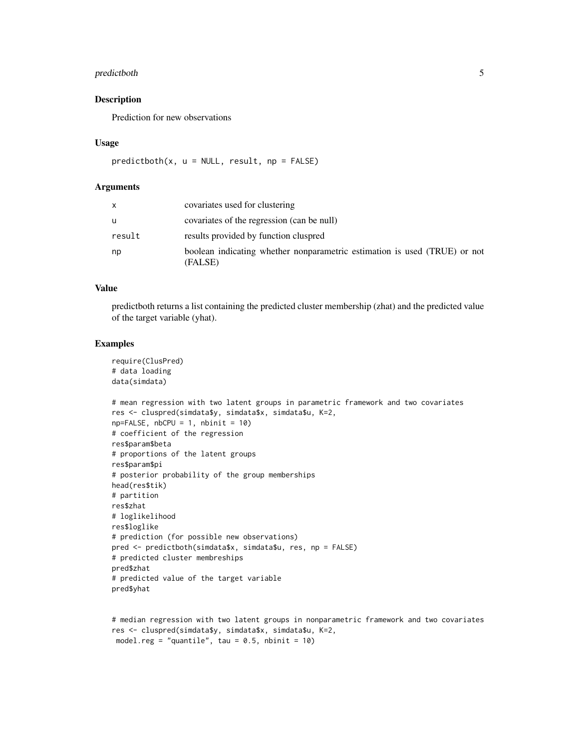## Description

Prediction for new observations

## Usage

```
predictboth(x, u = NULL, result, np = FALSE)
```

## Arguments

| | |
|---|---|
| x | covariates used for clustering |
| u | covariates of the regression (can be null) |
| result | results provided by function cluspred |
| np | boolean indicating whether nonparametric estimation is used (TRUE) or not (FALSE) |

## Value

predictboth returns a list containing the predicted cluster membership (zhat) and the predicted value of the target variable (yhat).

## Examples

```
require(ClusPred)
# data loading
data(simdata)

# mean regression with two latent groups in parametric framework and two covariates
res <- cluspred(simdata$y, simdata$x, simdata$u, K=2,
np=FALSE, nbCPU = 1, nbinit = 10)
# coefficient of the regression
res$param$beta
# proportions of the latent groups
res$param$pi
# posterior probability of the group memberships
head(res$tik)
# partition
res$zhat
# loglikelihood
res$loglike
# prediction (for possible new observations)
pred <- predictboth(simdata$x, simdata$u, res, np = FALSE)
# predicted cluster membreships
pred$zhat
# predicted value of the target variable
pred$yhat


# median regression with two latent groups in nonparametric framework and two covariates
res <- cluspred(simdata$y, simdata$x, simdata$u, K=2,
 model.reg = "quantile", tau = 0.5, nbinit = 10)
```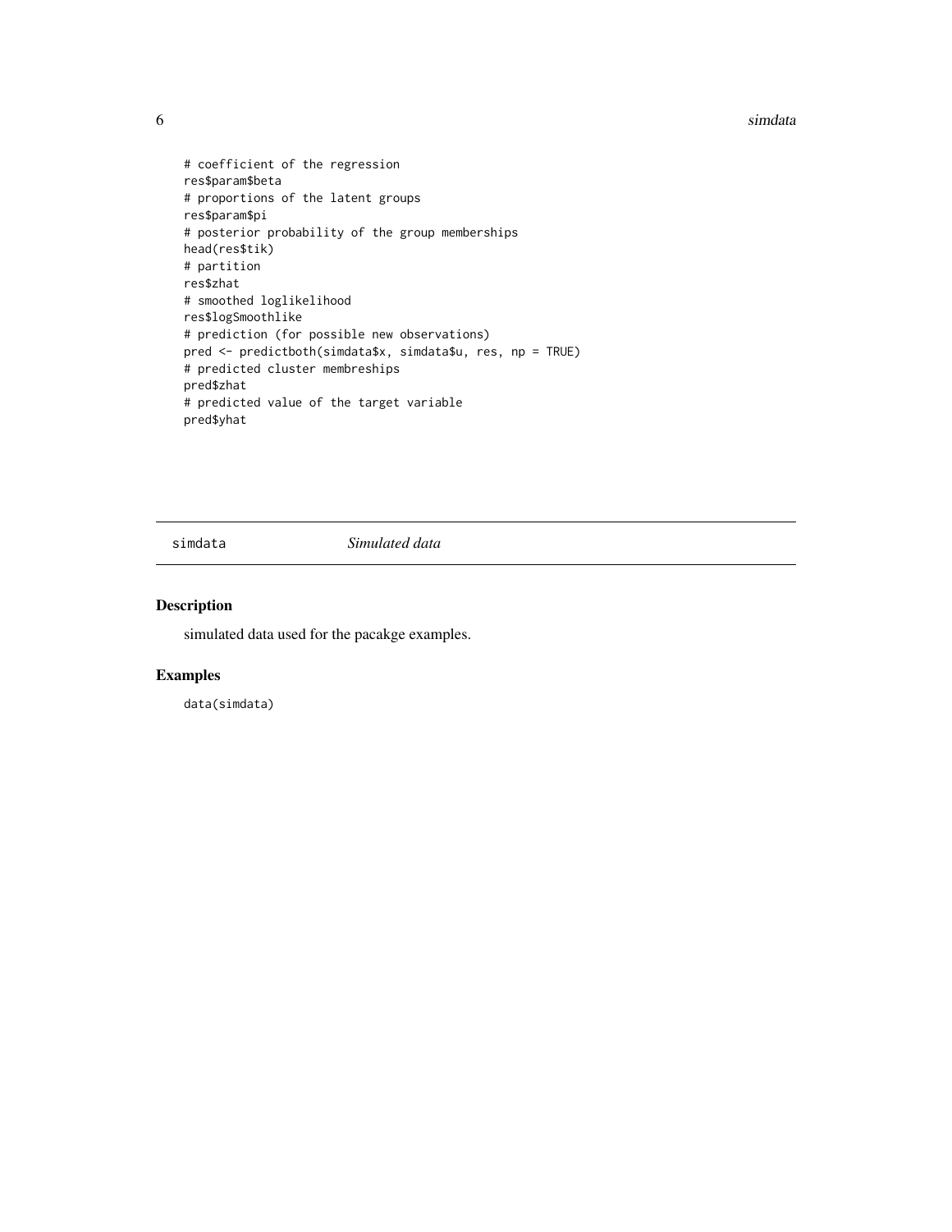```
# coefficient of the regression
res$param$beta
# proportions of the latent groups
res$param$pi
# posterior probability of the group memberships
head(res$tik)
# partition
res$zhat
# smoothed loglikelihood
res$logSmoothlike
# prediction (for possible new observations)
pred <- predictboth(simdata$x, simdata$u, res, np = TRUE)
# predicted cluster membreships
pred$zhat
# predicted value of the target variable
pred$yhat
```

---

## simdata *Simulated data*

### Description

simulated data used for the pacakge examples.

### Examples

```
data(simdata)
```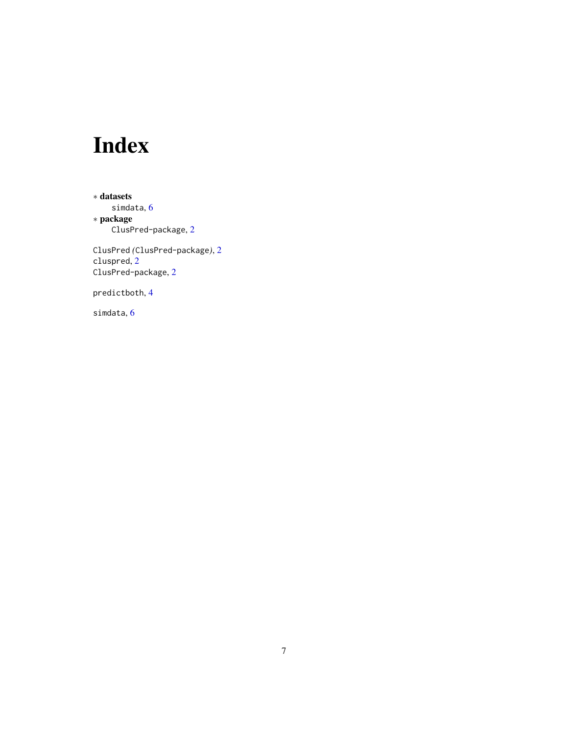# Index

∗ **datasets**
    simdata, 6
∗ **package**
    ClusPred-package, 2

ClusPred *(*ClusPred-package*)*, 2
cluspred, 2
ClusPred-package, 2

predictboth, 4

simdata, 6